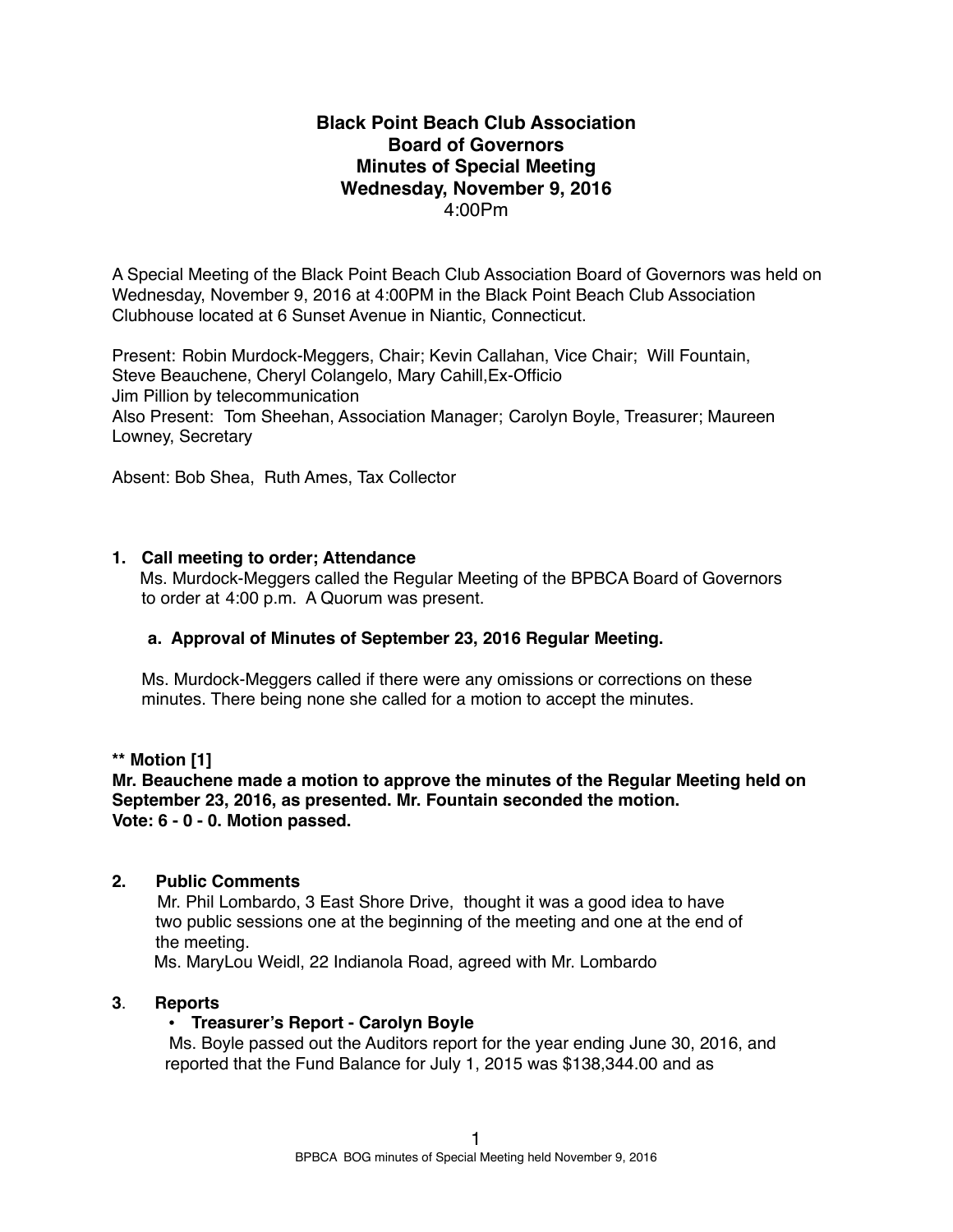# Black Point Beach Club Association
## Board of Governors
## Minutes of Special Meeting
## Wednesday, November 9, 2016
4:00Pm

A Special Meeting of the Black Point Beach Club Association Board of Governors was held on Wednesday, November 9, 2016 at 4:00PM in the Black Point Beach Club Association Clubhouse located at 6 Sunset Avenue in Niantic, Connecticut.

Present: Robin Murdock-Meggers, Chair; Kevin Callahan, Vice Chair; Will Fountain, Steve Beauchene, Cheryl Colangelo, Mary Cahill,Ex-Officio
Jim Pillion by telecommunication
Also Present: Tom Sheehan, Association Manager; Carolyn Boyle, Treasurer; Maureen Lowney, Secretary

Absent: Bob Shea, Ruth Ames, Tax Collector

**1. Call meeting to order; Attendance**

Ms. Murdock-Meggers called the Regular Meeting of the BPBCA Board of Governors to order at 4:00 p.m. A Quorum was present.

**a. Approval of Minutes of September 23, 2016 Regular Meeting.**

Ms. Murdock-Meggers called if there were any omissions or corrections on these minutes. There being none she called for a motion to accept the minutes.

**\*\* Motion [1]**
**Mr. Beauchene made a motion to approve the minutes of the Regular Meeting held on September 23, 2016, as presented. Mr. Fountain seconded the motion.**
**Vote: 6 - 0 - 0. Motion passed.**

**2. Public Comments**

Mr. Phil Lombardo, 3 East Shore Drive, thought it was a good idea to have two public sessions one at the beginning of the meeting and one at the end of the meeting.
Ms. MaryLou Weidl, 22 Indianola Road, agreed with Mr. Lombardo

**3. Reports**

- **Treasurer's Report - Carolyn Boyle**

Ms. Boyle passed out the Auditors report for the year ending June 30, 2016, and reported that the Fund Balance for July 1, 2015 was $138,344.00 and as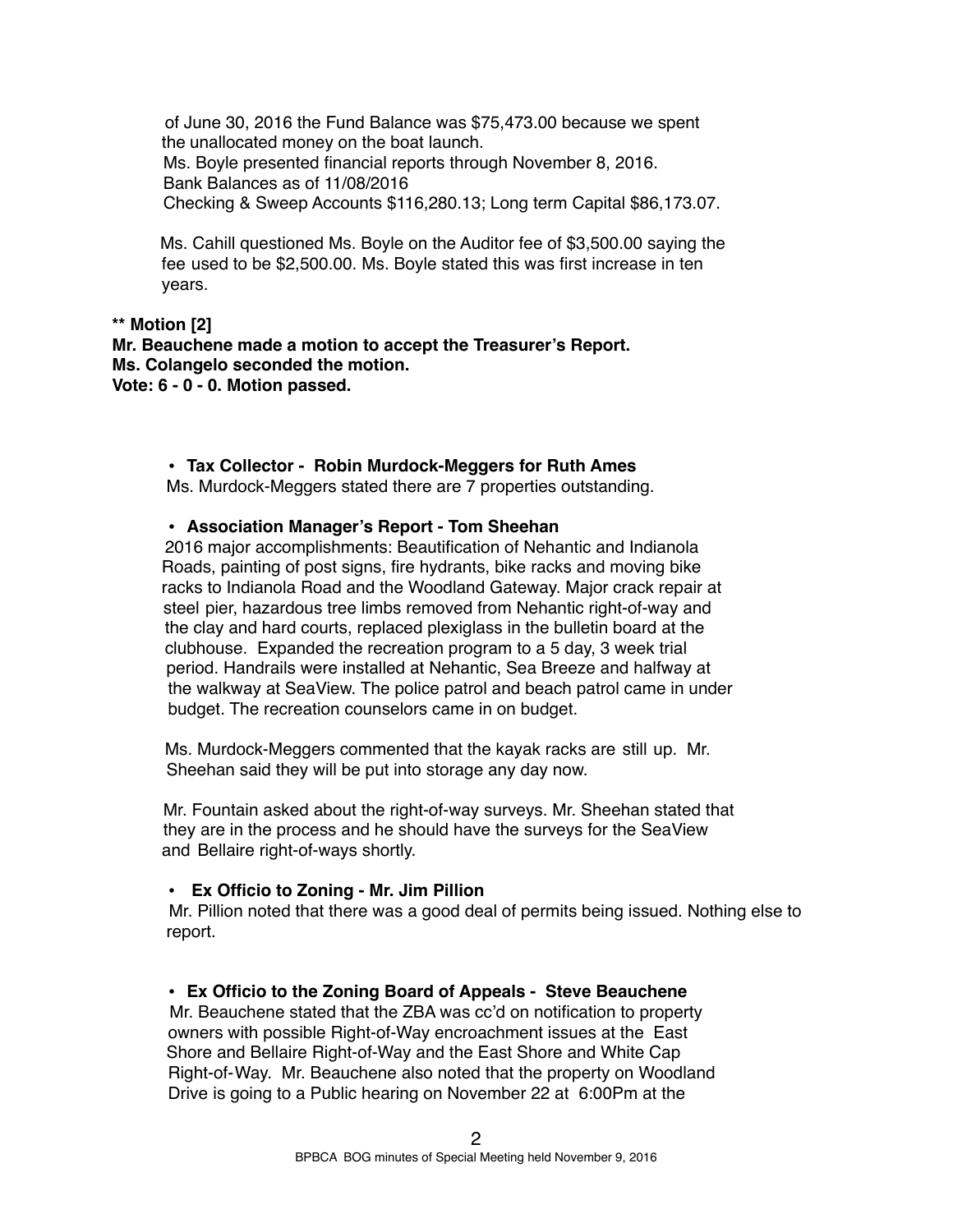of June 30, 2016 the Fund Balance was $75,473.00 because we spent the unallocated money on the boat launch.
Ms. Boyle presented financial reports through November 8, 2016.
Bank Balances as of 11/08/2016
Checking & Sweep Accounts $116,280.13; Long term Capital $86,173.07.

Ms. Cahill questioned Ms. Boyle on the Auditor fee of $3,500.00 saying the fee used to be $2,500.00. Ms. Boyle stated this was first increase in ten years.

**** Motion [2]**
**Mr. Beauchene made a motion to accept the Treasurer's Report.**
**Ms. Colangelo seconded the motion.**
**Vote: 6 - 0 - 0. Motion passed.**

- **Tax Collector - Robin Murdock-Meggers for Ruth Ames**

Ms. Murdock-Meggers stated there are 7 properties outstanding.

- **Association Manager's Report - Tom Sheehan**

2016 major accomplishments: Beautification of Nehantic and Indianola Roads, painting of post signs, fire hydrants, bike racks and moving bike racks to Indianola Road and the Woodland Gateway. Major crack repair at steel pier, hazardous tree limbs removed from Nehantic right-of-way and the clay and hard courts, replaced plexiglass in the bulletin board at the clubhouse. Expanded the recreation program to a 5 day, 3 week trial period. Handrails were installed at Nehantic, Sea Breeze and halfway at the walkway at SeaView. The police patrol and beach patrol came in under budget. The recreation counselors came in on budget.

Ms. Murdock-Meggers commented that the kayak racks are still up. Mr. Sheehan said they will be put into storage any day now.

Mr. Fountain asked about the right-of-way surveys. Mr. Sheehan stated that they are in the process and he should have the surveys for the SeaView and Bellaire right-of-ways shortly.

- **Ex Officio to Zoning - Mr. Jim Pillion**

Mr. Pillion noted that there was a good deal of permits being issued. Nothing else to report.

- **Ex Officio to the Zoning Board of Appeals - Steve Beauchene**

Mr. Beauchene stated that the ZBA was cc'd on notification to property owners with possible Right-of-Way encroachment issues at the East Shore and Bellaire Right-of-Way and the East Shore and White Cap Right-of-Way. Mr. Beauchene also noted that the property on Woodland Drive is going to a Public hearing on November 22 at 6:00Pm at the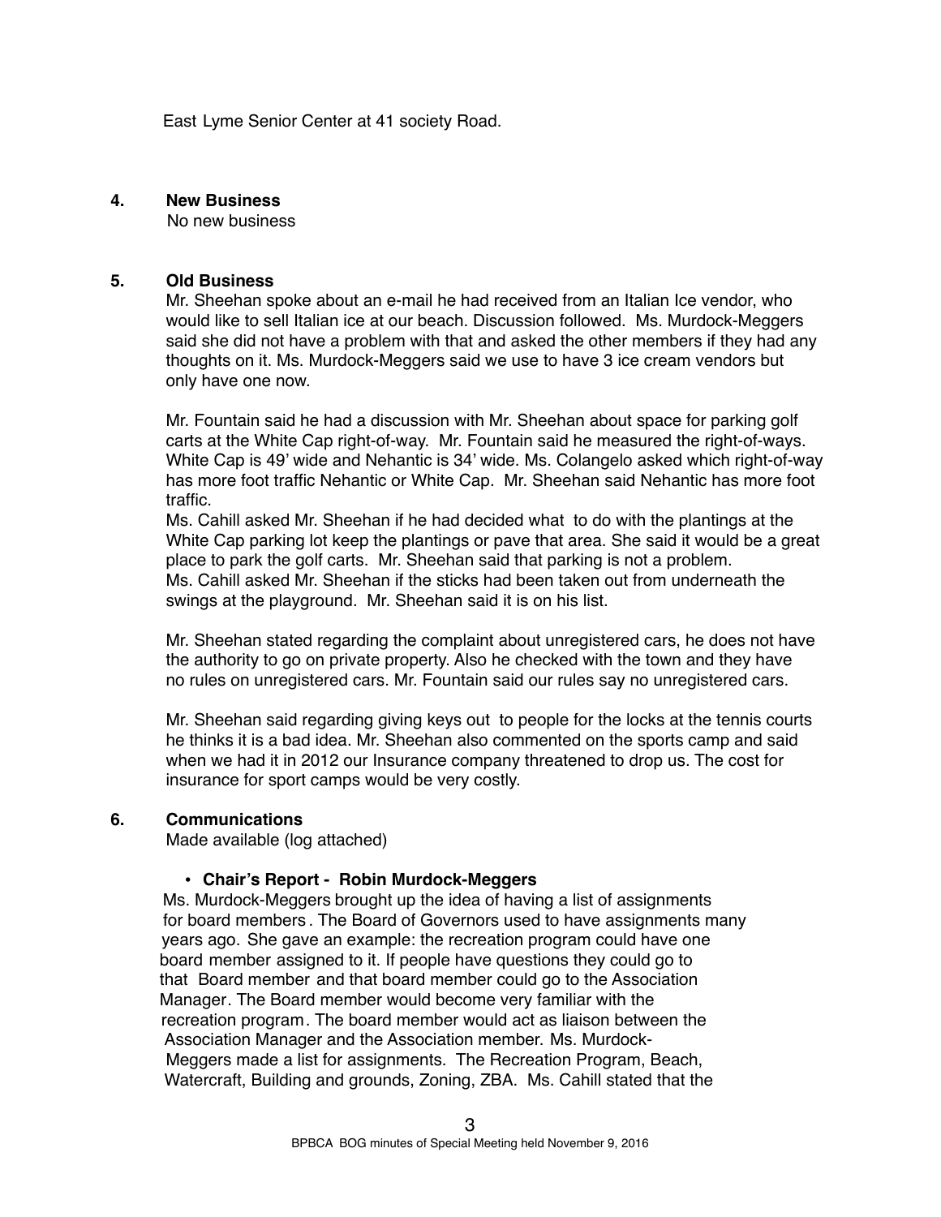East Lyme Senior Center at 41 society Road.

**4. New Business**

No new business

**5. Old Business**

Mr. Sheehan spoke about an e-mail he had received from an Italian Ice vendor, who would like to sell Italian ice at our beach. Discussion followed. Ms. Murdock-Meggers said she did not have a problem with that and asked the other members if they had any thoughts on it. Ms. Murdock-Meggers said we use to have 3 ice cream vendors but only have one now.

Mr. Fountain said he had a discussion with Mr. Sheehan about space for parking golf carts at the White Cap right-of-way. Mr. Fountain said he measured the right-of-ways. White Cap is 49' wide and Nehantic is 34' wide. Ms. Colangelo asked which right-of-way has more foot traffic Nehantic or White Cap. Mr. Sheehan said Nehantic has more foot traffic.

Ms. Cahill asked Mr. Sheehan if he had decided what to do with the plantings at the White Cap parking lot keep the plantings or pave that area. She said it would be a great place to park the golf carts. Mr. Sheehan said that parking is not a problem.

Ms. Cahill asked Mr. Sheehan if the sticks had been taken out from underneath the swings at the playground. Mr. Sheehan said it is on his list.

Mr. Sheehan stated regarding the complaint about unregistered cars, he does not have the authority to go on private property. Also he checked with the town and they have no rules on unregistered cars. Mr. Fountain said our rules say no unregistered cars.

Mr. Sheehan said regarding giving keys out to people for the locks at the tennis courts he thinks it is a bad idea. Mr. Sheehan also commented on the sports camp and said when we had it in 2012 our Insurance company threatened to drop us. The cost for insurance for sport camps would be very costly.

**6. Communications**

Made available (log attached)

- **Chair's Report - Robin Murdock-Meggers**

Ms. Murdock-Meggers brought up the idea of having a list of assignments for board members. The Board of Governors used to have assignments many years ago. She gave an example: the recreation program could have one board member assigned to it. If people have questions they could go to that Board member and that board member could go to the Association Manager. The Board member would become very familiar with the recreation program. The board member would act as liaison between the Association Manager and the Association member. Ms. Murdock-Meggers made a list for assignments. The Recreation Program, Beach, Watercraft, Building and grounds, Zoning, ZBA. Ms. Cahill stated that the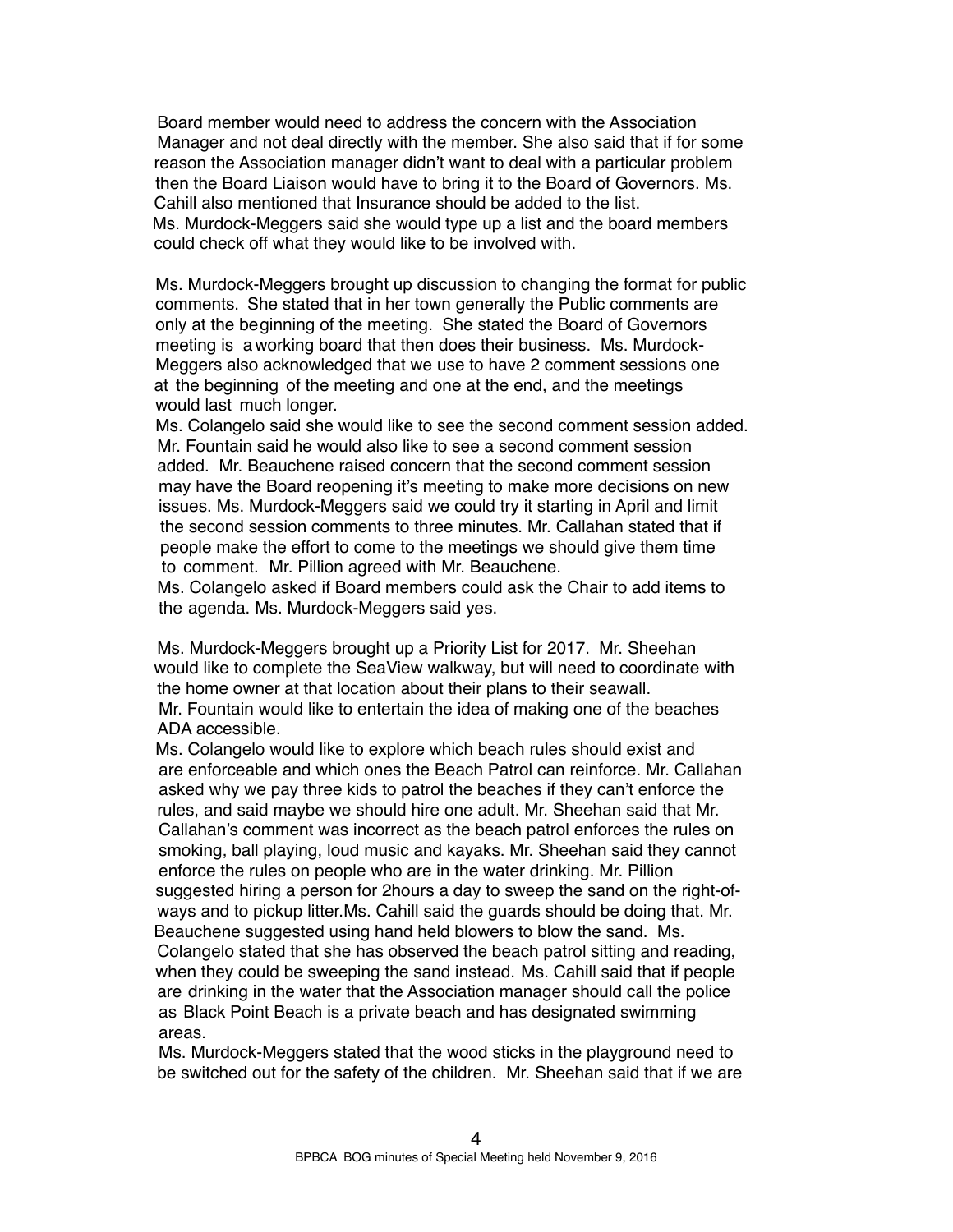Board member would need to address the concern with the Association Manager and not deal directly with the member. She also said that if for some reason the Association manager didn't want to deal with a particular problem then the Board Liaison would have to bring it to the Board of Governors. Ms. Cahill also mentioned that Insurance should be added to the list. Ms. Murdock-Meggers said she would type up a list and the board members could check off what they would like to be involved with.

Ms. Murdock-Meggers brought up discussion to changing the format for public comments. She stated that in her town generally the Public comments are only at the beginning of the meeting. She stated the Board of Governors meeting is a working board that then does their business. Ms. Murdock-Meggers also acknowledged that we use to have 2 comment sessions one at the beginning of the meeting and one at the end, and the meetings would last much longer.

Ms. Colangelo said she would like to see the second comment session added. Mr. Fountain said he would also like to see a second comment session added. Mr. Beauchene raised concern that the second comment session may have the Board reopening it's meeting to make more decisions on new issues. Ms. Murdock-Meggers said we could try it starting in April and limit the second session comments to three minutes. Mr. Callahan stated that if people make the effort to come to the meetings we should give them time to comment. Mr. Pillion agreed with Mr. Beauchene.

Ms. Colangelo asked if Board members could ask the Chair to add items to the agenda. Ms. Murdock-Meggers said yes.

Ms. Murdock-Meggers brought up a Priority List for 2017. Mr. Sheehan would like to complete the SeaView walkway, but will need to coordinate with the home owner at that location about their plans to their seawall.

Mr. Fountain would like to entertain the idea of making one of the beaches ADA accessible.

Ms. Colangelo would like to explore which beach rules should exist and are enforceable and which ones the Beach Patrol can reinforce. Mr. Callahan asked why we pay three kids to patrol the beaches if they can't enforce the rules, and said maybe we should hire one adult. Mr. Sheehan said that Mr. Callahan's comment was incorrect as the beach patrol enforces the rules on smoking, ball playing, loud music and kayaks. Mr. Sheehan said they cannot enforce the rules on people who are in the water drinking. Mr. Pillion suggested hiring a person for 2hours a day to sweep the sand on the right-of-ways and to pickup litter.Ms. Cahill said the guards should be doing that. Mr. Beauchene suggested using hand held blowers to blow the sand. Ms. Colangelo stated that she has observed the beach patrol sitting and reading, when they could be sweeping the sand instead. Ms. Cahill said that if people are drinking in the water that the Association manager should call the police as Black Point Beach is a private beach and has designated swimming areas.

Ms. Murdock-Meggers stated that the wood sticks in the playground need to be switched out for the safety of the children. Mr. Sheehan said that if we are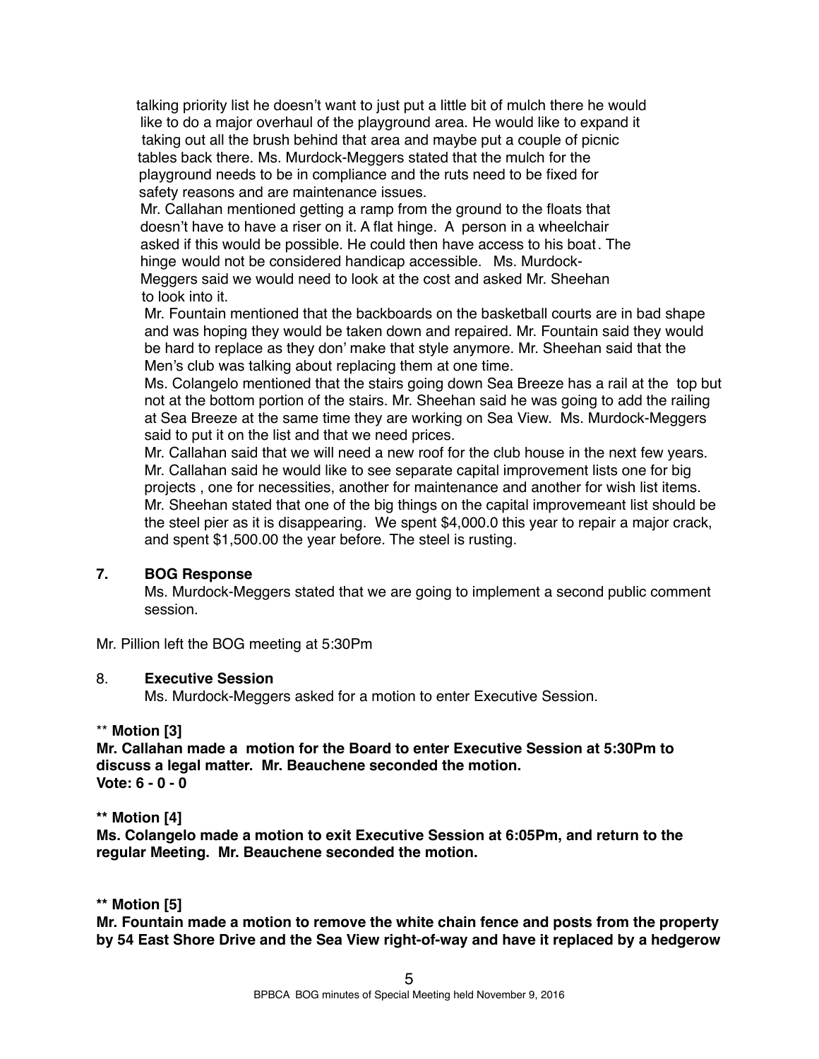talking priority list he doesn't want to just put a little bit of mulch there he would like to do a major overhaul of the playground area. He would like to expand it taking out all the brush behind that area and maybe put a couple of picnic tables back there. Ms. Murdock-Meggers stated that the mulch for the playground needs to be in compliance and the ruts need to be fixed for safety reasons and are maintenance issues.

Mr. Callahan mentioned getting a ramp from the ground to the floats that doesn't have to have a riser on it. A flat hinge. A person in a wheelchair asked if this would be possible. He could then have access to his boat. The hinge would not be considered handicap accessible. Ms. Murdock-Meggers said we would need to look at the cost and asked Mr. Sheehan to look into it.

Mr. Fountain mentioned that the backboards on the basketball courts are in bad shape and was hoping they would be taken down and repaired. Mr. Fountain said they would be hard to replace as they don' make that style anymore. Mr. Sheehan said that the Men's club was talking about replacing them at one time.

Ms. Colangelo mentioned that the stairs going down Sea Breeze has a rail at the top but not at the bottom portion of the stairs. Mr. Sheehan said he was going to add the railing at Sea Breeze at the same time they are working on Sea View. Ms. Murdock-Meggers said to put it on the list and that we need prices.

Mr. Callahan said that we will need a new roof for the club house in the next few years. Mr. Callahan said he would like to see separate capital improvement lists one for big projects , one for necessities, another for maintenance and another for wish list items. Mr. Sheehan stated that one of the big things on the capital improvemeant list should be the steel pier as it is disappearing. We spent $4,000.0 this year to repair a major crack, and spent $1,500.00 the year before. The steel is rusting.

**7. BOG Response**

Ms. Murdock-Meggers stated that we are going to implement a second public comment session.

Mr. Pillion left the BOG meeting at 5:30Pm

8. **Executive Session**

Ms. Murdock-Meggers asked for a motion to enter Executive Session.

** **Motion [3]**

**Mr. Callahan made a motion for the Board to enter Executive Session at 5:30Pm to discuss a legal matter. Mr. Beauchene seconded the motion.**
**Vote: 6 - 0 - 0**

**** Motion [4]**

**Ms. Colangelo made a motion to exit Executive Session at 6:05Pm, and return to the regular Meeting. Mr. Beauchene seconded the motion.**

**** Motion [5]**

**Mr. Fountain made a motion to remove the white chain fence and posts from the property by 54 East Shore Drive and the Sea View right-of-way and have it replaced by a hedgerow**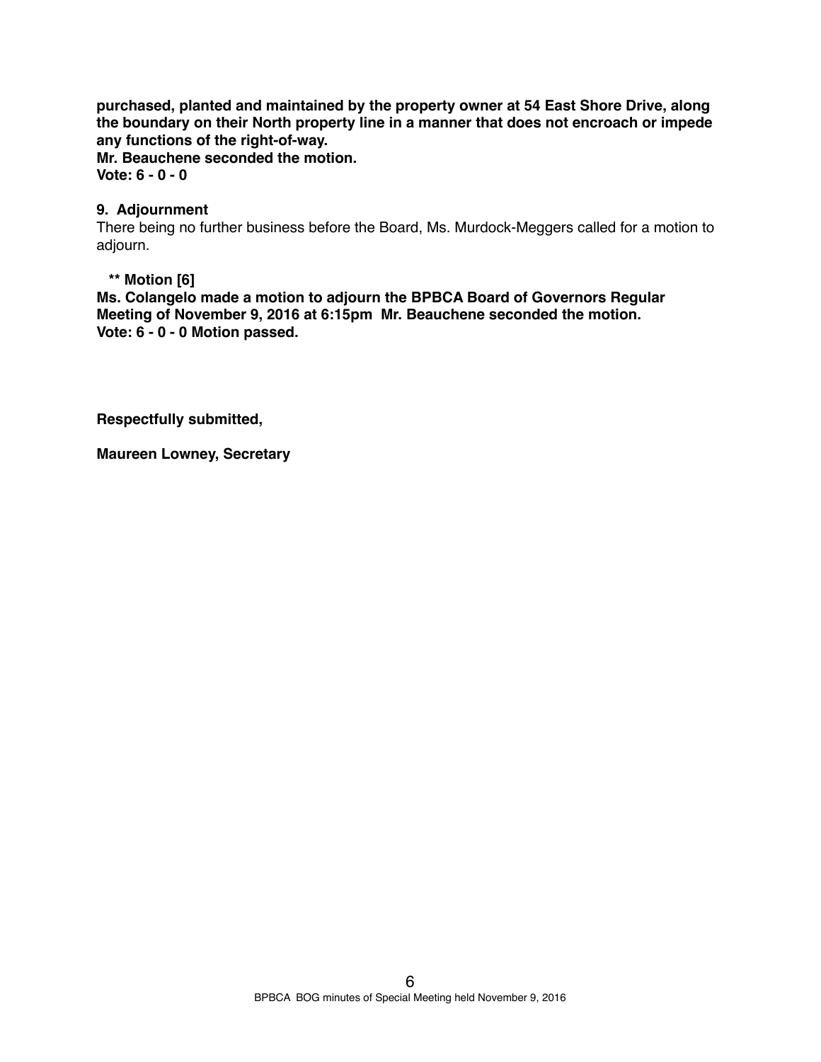**purchased, planted and maintained by the property owner at 54 East Shore Drive, along the boundary on their North property line in a manner that does not encroach or impede any functions of the right-of-way.**
**Mr. Beauchene seconded the motion.**
**Vote: 6 - 0 - 0**

**9. Adjournment**

There being no further business before the Board, Ms. Murdock-Meggers called for a motion to adjourn.

**** Motion [6]**
**Ms. Colangelo made a motion to adjourn the BPBCA Board of Governors Regular Meeting of November 9, 2016 at 6:15pm Mr. Beauchene seconded the motion.**
**Vote: 6 - 0 - 0 Motion passed.**

**Respectfully submitted,**

**Maureen Lowney, Secretary**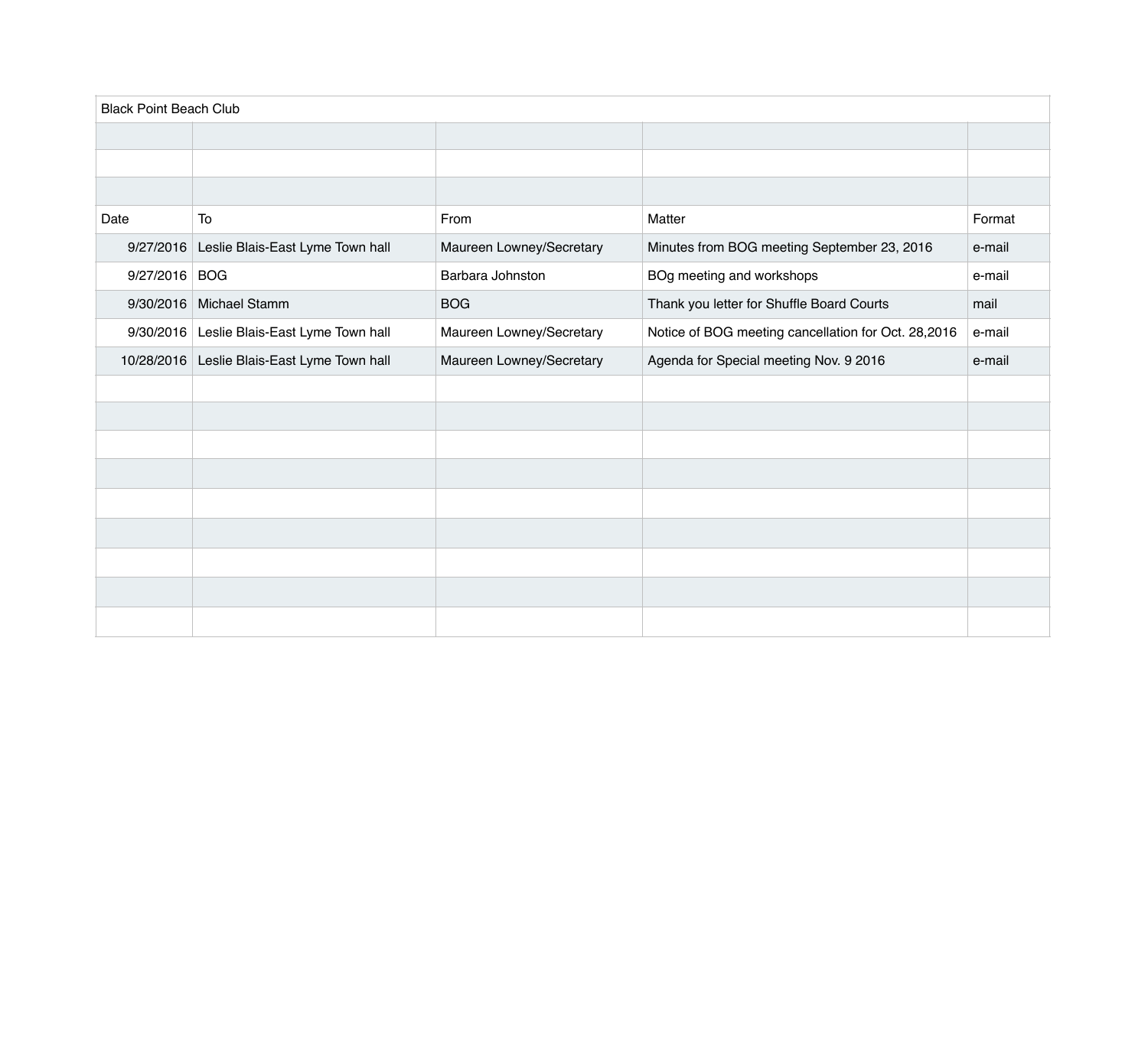Black Point Beach Club

| Date | To | From | Matter | Format |
|---|---|---|---|---|
| 9/27/2016 | Leslie Blais-East Lyme Town hall | Maureen Lowney/Secretary | Minutes from BOG meeting September 23, 2016 | e-mail |
| 9/27/2016 | BOG | Barbara Johnston | BOg meeting and workshops | e-mail |
| 9/30/2016 | Michael Stamm | BOG | Thank you letter for Shuffle Board Courts | mail |
| 9/30/2016 | Leslie Blais-East Lyme Town hall | Maureen Lowney/Secretary | Notice of BOG meeting cancellation for Oct. 28,2016 | e-mail |
| 10/28/2016 | Leslie Blais-East Lyme Town hall | Maureen Lowney/Secretary | Agenda for Special meeting Nov. 9 2016 | e-mail |